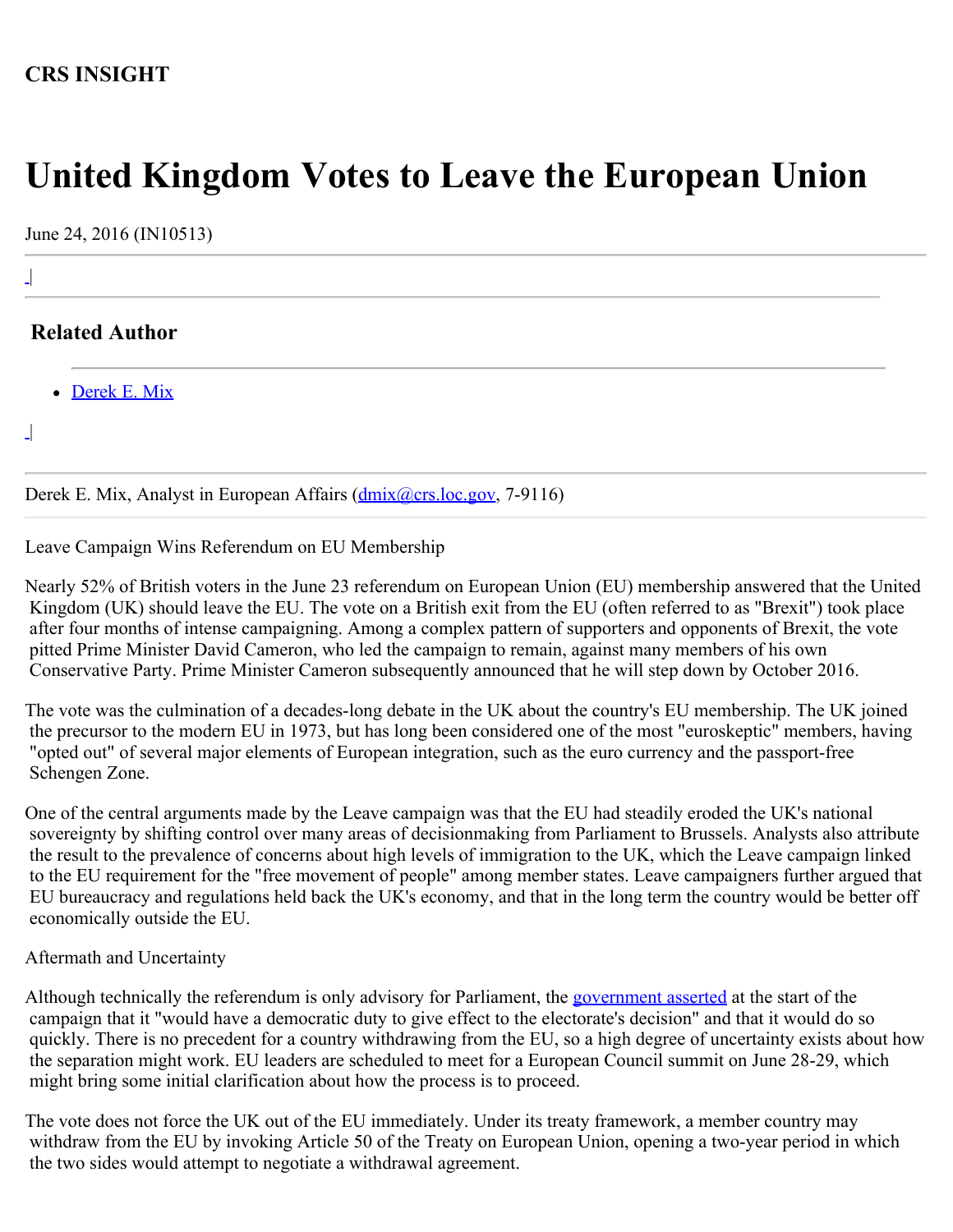**CRS INSIGHT**

# United Kingdom Votes to Leave the European Union

June 24, 2016 (IN10513)

## Related Author

- Derek E. Mix

Derek E. Mix, Analyst in European Affairs (dmix@crs.loc.gov, 7-9116)

Leave Campaign Wins Referendum on EU Membership

Nearly 52% of British voters in the June 23 referendum on European Union (EU) membership answered that the United Kingdom (UK) should leave the EU. The vote on a British exit from the EU (often referred to as "Brexit") took place after four months of intense campaigning. Among a complex pattern of supporters and opponents of Brexit, the vote pitted Prime Minister David Cameron, who led the campaign to remain, against many members of his own Conservative Party. Prime Minister Cameron subsequently announced that he will step down by October 2016.

The vote was the culmination of a decades-long debate in the UK about the country's EU membership. The UK joined the precursor to the modern EU in 1973, but has long been considered one of the most "euroskeptic" members, having "opted out" of several major elements of European integration, such as the euro currency and the passport-free Schengen Zone.

One of the central arguments made by the Leave campaign was that the EU had steadily eroded the UK's national sovereignty by shifting control over many areas of decisionmaking from Parliament to Brussels. Analysts also attribute the result to the prevalence of concerns about high levels of immigration to the UK, which the Leave campaign linked to the EU requirement for the "free movement of people" among member states. Leave campaigners further argued that EU bureaucracy and regulations held back the UK's economy, and that in the long term the country would be better off economically outside the EU.

Aftermath and Uncertainty

Although technically the referendum is only advisory for Parliament, the government asserted at the start of the campaign that it "would have a democratic duty to give effect to the electorate's decision" and that it would do so quickly. There is no precedent for a country withdrawing from the EU, so a high degree of uncertainty exists about how the separation might work. EU leaders are scheduled to meet for a European Council summit on June 28-29, which might bring some initial clarification about how the process is to proceed.

The vote does not force the UK out of the EU immediately. Under its treaty framework, a member country may withdraw from the EU by invoking Article 50 of the Treaty on European Union, opening a two-year period in which the two sides would attempt to negotiate a withdrawal agreement.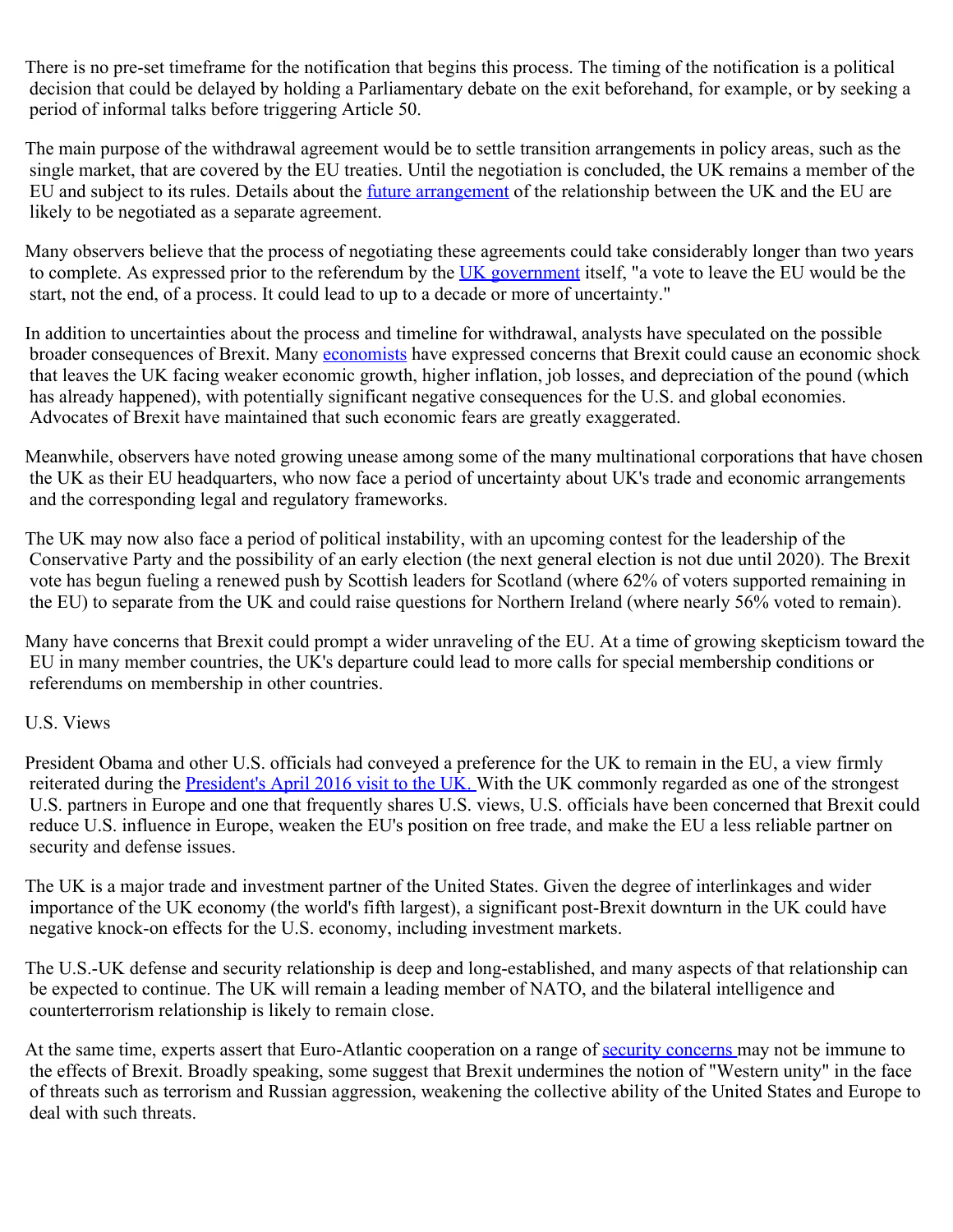There is no pre-set timeframe for the notification that begins this process. The timing of the notification is a political decision that could be delayed by holding a Parliamentary debate on the exit beforehand, for example, or by seeking a period of informal talks before triggering Article 50.

The main purpose of the withdrawal agreement would be to settle transition arrangements in policy areas, such as the single market, that are covered by the EU treaties. Until the negotiation is concluded, the UK remains a member of the EU and subject to its rules. Details about the future arrangement of the relationship between the UK and the EU are likely to be negotiated as a separate agreement.

Many observers believe that the process of negotiating these agreements could take considerably longer than two years to complete. As expressed prior to the referendum by the UK government itself, "a vote to leave the EU would be the start, not the end, of a process. It could lead to up to a decade or more of uncertainty."

In addition to uncertainties about the process and timeline for withdrawal, analysts have speculated on the possible broader consequences of Brexit. Many economists have expressed concerns that Brexit could cause an economic shock that leaves the UK facing weaker economic growth, higher inflation, job losses, and depreciation of the pound (which has already happened), with potentially significant negative consequences for the U.S. and global economies. Advocates of Brexit have maintained that such economic fears are greatly exaggerated.

Meanwhile, observers have noted growing unease among some of the many multinational corporations that have chosen the UK as their EU headquarters, who now face a period of uncertainty about UK's trade and economic arrangements and the corresponding legal and regulatory frameworks.

The UK may now also face a period of political instability, with an upcoming contest for the leadership of the Conservative Party and the possibility of an early election (the next general election is not due until 2020). The Brexit vote has begun fueling a renewed push by Scottish leaders for Scotland (where 62% of voters supported remaining in the EU) to separate from the UK and could raise questions for Northern Ireland (where nearly 56% voted to remain).

Many have concerns that Brexit could prompt a wider unraveling of the EU. At a time of growing skepticism toward the EU in many member countries, the UK's departure could lead to more calls for special membership conditions or referendums on membership in other countries.

## U.S. Views

President Obama and other U.S. officials had conveyed a preference for the UK to remain in the EU, a view firmly reiterated during the President's April 2016 visit to the UK. With the UK commonly regarded as one of the strongest U.S. partners in Europe and one that frequently shares U.S. views, U.S. officials have been concerned that Brexit could reduce U.S. influence in Europe, weaken the EU's position on free trade, and make the EU a less reliable partner on security and defense issues.

The UK is a major trade and investment partner of the United States. Given the degree of interlinkages and wider importance of the UK economy (the world's fifth largest), a significant post-Brexit downturn in the UK could have negative knock-on effects for the U.S. economy, including investment markets.

The U.S.-UK defense and security relationship is deep and long-established, and many aspects of that relationship can be expected to continue. The UK will remain a leading member of NATO, and the bilateral intelligence and counterterrorism relationship is likely to remain close.

At the same time, experts assert that Euro-Atlantic cooperation on a range of security concerns may not be immune to the effects of Brexit. Broadly speaking, some suggest that Brexit undermines the notion of "Western unity" in the face of threats such as terrorism and Russian aggression, weakening the collective ability of the United States and Europe to deal with such threats.